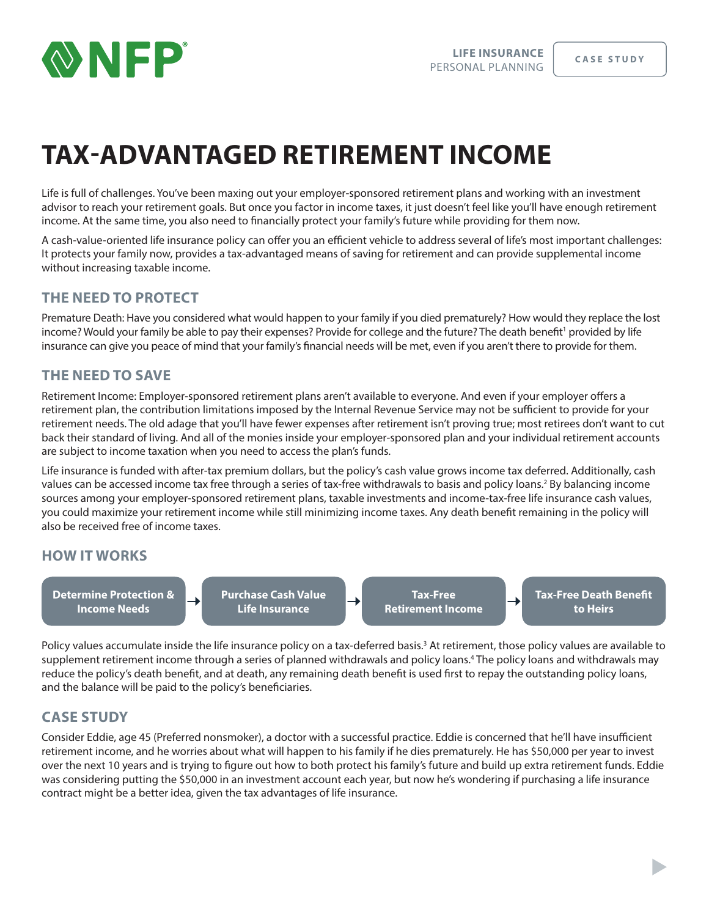LIFE INSURANCE
PERSONAL PLANNING

CASE STUDY

# TAX-ADVANTAGED RETIREMENT INCOME

Life is full of challenges. You've been maxing out your employer-sponsored retirement plans and working with an investment advisor to reach your retirement goals. But once you factor in income taxes, it just doesn't feel like you'll have enough retirement income. At the same time, you also need to financially protect your family's future while providing for them now.

A cash-value-oriented life insurance policy can offer you an efficient vehicle to address several of life's most important challenges: It protects your family now, provides a tax-advantaged means of saving for retirement and can provide supplemental income without increasing taxable income.

## THE NEED TO PROTECT

Premature Death: Have you considered what would happen to your family if you died prematurely? How would they replace the lost income? Would your family be able to pay their expenses? Provide for college and the future? The death benefit[1] provided by life insurance can give you peace of mind that your family's financial needs will be met, even if you aren't there to provide for them.

## THE NEED TO SAVE

Retirement Income: Employer-sponsored retirement plans aren't available to everyone. And even if your employer offers a retirement plan, the contribution limitations imposed by the Internal Revenue Service may not be sufficient to provide for your retirement needs. The old adage that you'll have fewer expenses after retirement isn't proving true; most retirees don't want to cut back their standard of living. And all of the monies inside your employer-sponsored plan and your individual retirement accounts are subject to income taxation when you need to access the plan's funds.

Life insurance is funded with after-tax premium dollars, but the policy's cash value grows income tax deferred. Additionally, cash values can be accessed income tax free through a series of tax-free withdrawals to basis and policy loans.[2] By balancing income sources among your employer-sponsored retirement plans, taxable investments and income-tax-free life insurance cash values, you could maximize your retirement income while still minimizing income taxes. Any death benefit remaining in the policy will also be received free of income taxes.

## HOW IT WORKS

**Determine Protection & Income Needs** → **Purchase Cash Value Life Insurance** → **Tax-Free Retirement Income** → **Tax-Free Death Benefit to Heirs**

Policy values accumulate inside the life insurance policy on a tax-deferred basis.[3] At retirement, those policy values are available to supplement retirement income through a series of planned withdrawals and policy loans.[4] The policy loans and withdrawals may reduce the policy's death benefit, and at death, any remaining death benefit is used first to repay the outstanding policy loans, and the balance will be paid to the policy's beneficiaries.

## CASE STUDY

Consider Eddie, age 45 (Preferred nonsmoker), a doctor with a successful practice. Eddie is concerned that he'll have insufficient retirement income, and he worries about what will happen to his family if he dies prematurely. He has $50,000 per year to invest over the next 10 years and is trying to figure out how to both protect his family's future and build up extra retirement funds. Eddie was considering putting the $50,000 in an investment account each year, but now he's wondering if purchasing a life insurance contract might be a better idea, given the tax advantages of life insurance.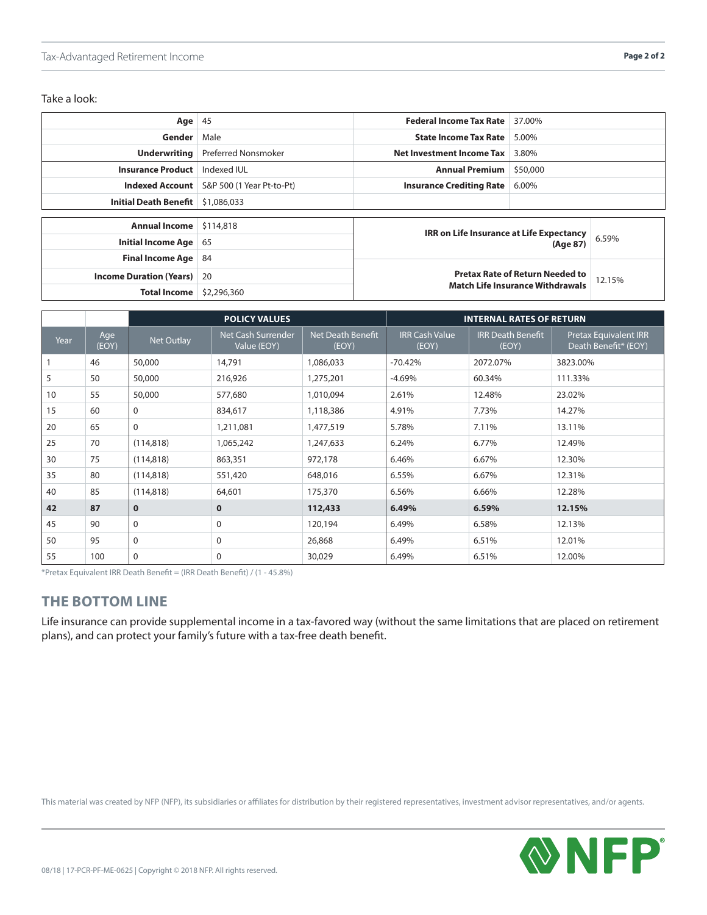Take a look:

| | | | |
|---|---|---|---|
| **Age** | 45 | **Federal Income Tax Rate** | 37.00% |
| **Gender** | Male | **State Income Tax Rate** | 5.00% |
| **Underwriting** | Preferred Nonsmoker | **Net Investment Income Tax** | 3.80% |
| **Insurance Product** | Indexed IUL | **Annual Premium** | $50,000 |
| **Indexed Account** | S&P 500 (1 Year Pt-to-Pt) | **Insurance Crediting Rate** | 6.00% |
| **Initial Death Benefit** | $1,086,033 | | |

| | | | |
|---|---|---|---|
| **Annual Income** | $114,818 | **IRR on Life Insurance at Life Expectancy (Age 87)** | 6.59% |
| **Initial Income Age** | 65 | | |
| **Final Income Age** | 84 | | |
| **Income Duration (Years)** | 20 | **Pretax Rate of Return Needed to Match Life Insurance Withdrawals** | 12.15% |
| **Total Income** | $2,296,360 | | |

| | | **POLICY VALUES** | | | **INTERNAL RATES OF RETURN** | | |
|---|---|---|---|---|---|---|---|
| Year | Age (EOY) | Net Outlay | Net Cash Surrender Value (EOY) | Net Death Benefit (EOY) | IRR Cash Value (EOY) | IRR Death Benefit (EOY) | Pretax Equivalent IRR Death Benefit* (EOY) |
| 1 | 46 | 50,000 | 14,791 | 1,086,033 | -70.42% | 2072.07% | 3823.00% |
| 5 | 50 | 50,000 | 216,926 | 1,275,201 | -4.69% | 60.34% | 111.33% |
| 10 | 55 | 50,000 | 577,680 | 1,010,094 | 2.61% | 12.48% | 23.02% |
| 15 | 60 | 0 | 834,617 | 1,118,386 | 4.91% | 7.73% | 14.27% |
| 20 | 65 | 0 | 1,211,081 | 1,477,519 | 5.78% | 7.11% | 13.11% |
| 25 | 70 | (114,818) | 1,065,242 | 1,247,633 | 6.24% | 6.77% | 12.49% |
| 30 | 75 | (114,818) | 863,351 | 972,178 | 6.46% | 6.67% | 12.30% |
| 35 | 80 | (114,818) | 551,420 | 648,016 | 6.55% | 6.67% | 12.31% |
| 40 | 85 | (114,818) | 64,601 | 175,370 | 6.56% | 6.66% | 12.28% |
| **42** | **87** | **0** | **0** | **112,433** | **6.49%** | **6.59%** | **12.15%** |
| 45 | 90 | 0 | 0 | 120,194 | 6.49% | 6.58% | 12.13% |
| 50 | 95 | 0 | 0 | 26,868 | 6.49% | 6.51% | 12.01% |
| 55 | 100 | 0 | 0 | 30,029 | 6.49% | 6.51% | 12.00% |

*Pretax Equivalent IRR Death Benefit = (IRR Death Benefit) / (1 - 45.8%)

## THE BOTTOM LINE

Life insurance can provide supplemental income in a tax-favored way (without the same limitations that are placed on retirement plans), and can protect your family's future with a tax-free death benefit.

This material was created by NFP (NFP), its subsidiaries or affiliates for distribution by their registered representatives, investment advisor representatives, and/or agents.

08/18 | 17-PCR-PF-ME-0625 | Copyright © 2018 NFP. All rights reserved.